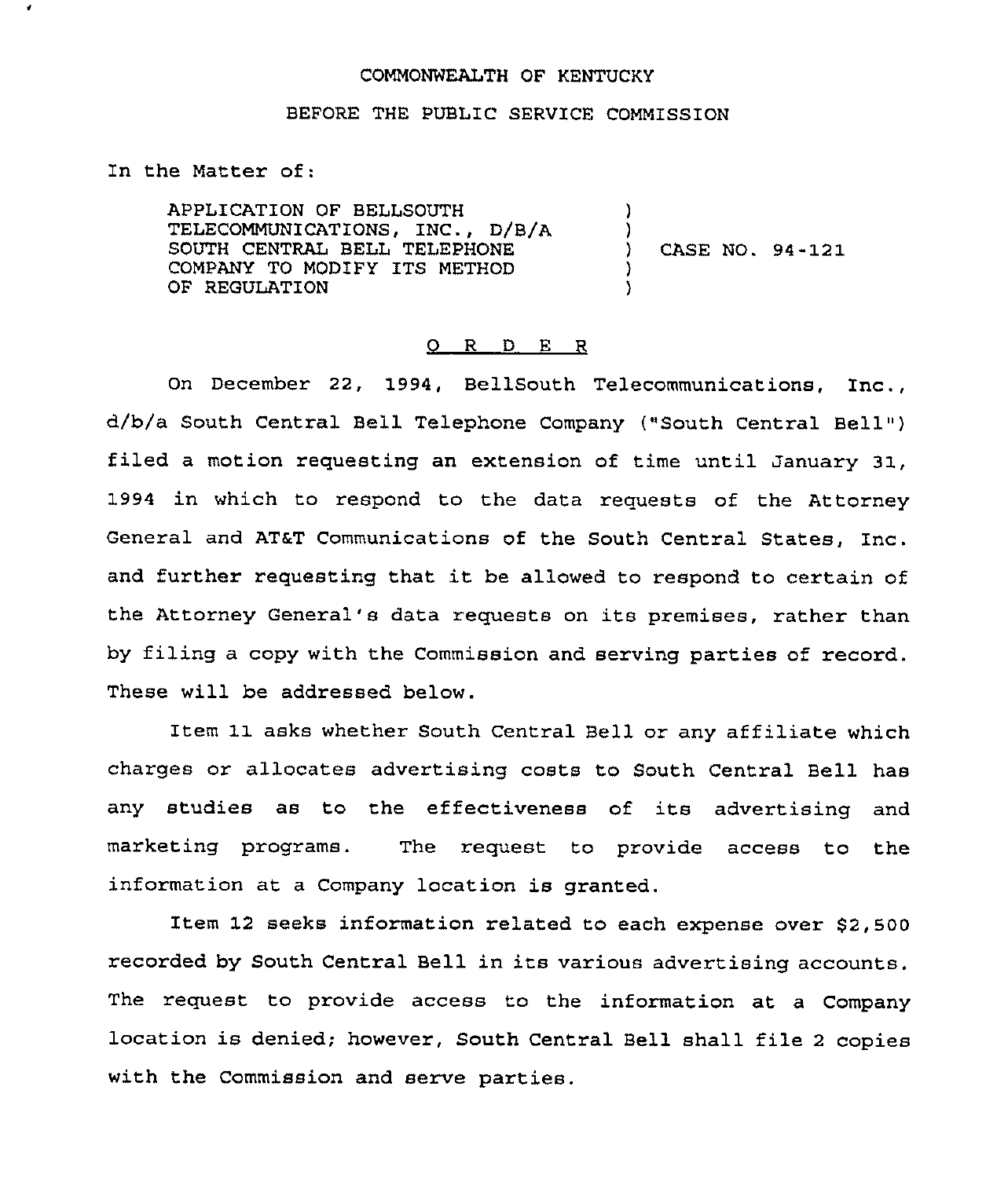COMMONWEALTH OF KENTUCKY

BEFORE THE PUBLIC SERVICE COMMISSION

In the Matter of:

| | | |
|---|---|---|
| APPLICATION OF BELLSOUTH TELECOMMUNICATIONS, INC., D/B/A SOUTH CENTRAL BELL TELEPHONE COMPANY TO MODIFY ITS METHOD OF REGULATION | ) | CASE NO. 94-121 |

O R D E R

On December 22, 1994, BellSouth Telecommunications, Inc., d/b/a South Central Bell Telephone Company ("South Central Bell") filed a motion requesting an extension of time until January 31, 1994 in which to respond to the data requests of the Attorney General and AT&T Communications of the South Central States, Inc. and further requesting that it be allowed to respond to certain of the Attorney General's data requests on its premises, rather than by filing a copy with the Commission and serving parties of record. These will be addressed below.

Item 11 asks whether South Central Bell or any affiliate which charges or allocates advertising costs to South Central Bell has any studies as to the effectiveness of its advertising and marketing programs. The request to provide access to the information at a Company location is granted.

Item 12 seeks information related to each expense over $2,500 recorded by South Central Bell in its various advertising accounts. The request to provide access to the information at a Company location is denied; however, South Central Bell shall file 2 copies with the Commission and serve parties.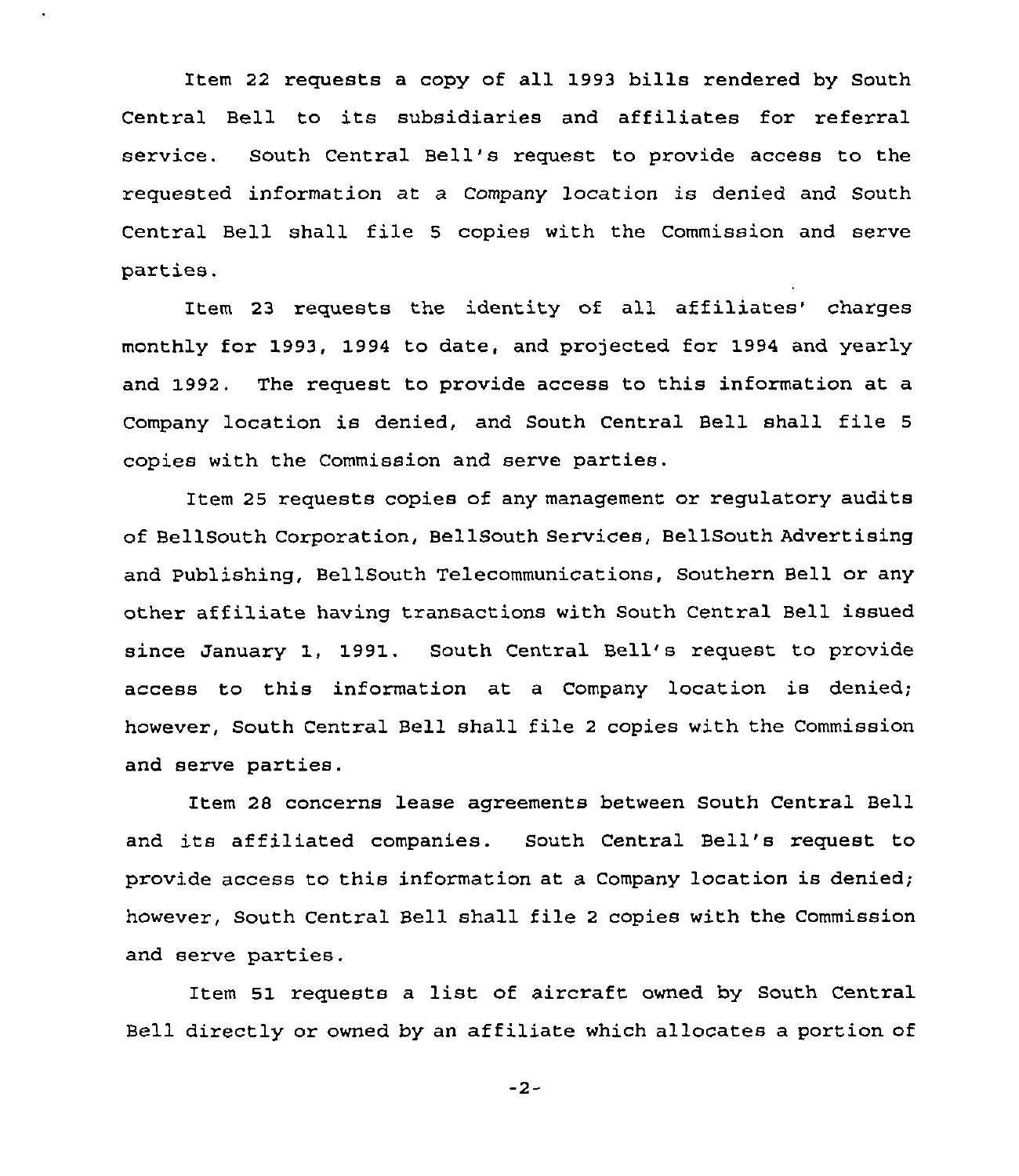Item 22 requests a copy of all 1993 bills rendered by South Central Bell to its subsidiaries and affiliates for referral service. South Central Bell's request to provide access to the requested information at a Company location is denied and South Central Bell shall file 5 copies with the Commission and serve parties.

Item 23 requests the identity of all affiliates' charges monthly for 1993, 1994 to date, and projected for 1994 and yearly and 1992. The request to provide access to this information at a Company location is denied, and South Central Bell shall file 5 copies with the Commission and serve parties.

Item 25 requests copies of any management or regulatory audits of BellSouth Corporation, BellSouth Services, BellSouth Advertising and Publishing, BellSouth Telecommunications, Southern Bell or any other affiliate having transactions with South Central Bell issued since January 1, 1991. South Central Bell's request to provide access to this information at a Company location is denied; however, South Central Bell shall file 2 copies with the Commission and serve parties.

Item 28 concerns lease agreements between South Central Bell and its affiliated companies. South Central Bell's request to provide access to this information at a Company location is denied; however, South Central Bell shall file 2 copies with the Commission and serve parties.

Item 51 requests a list of aircraft owned by South Central Bell directly or owned by an affiliate which allocates a portion of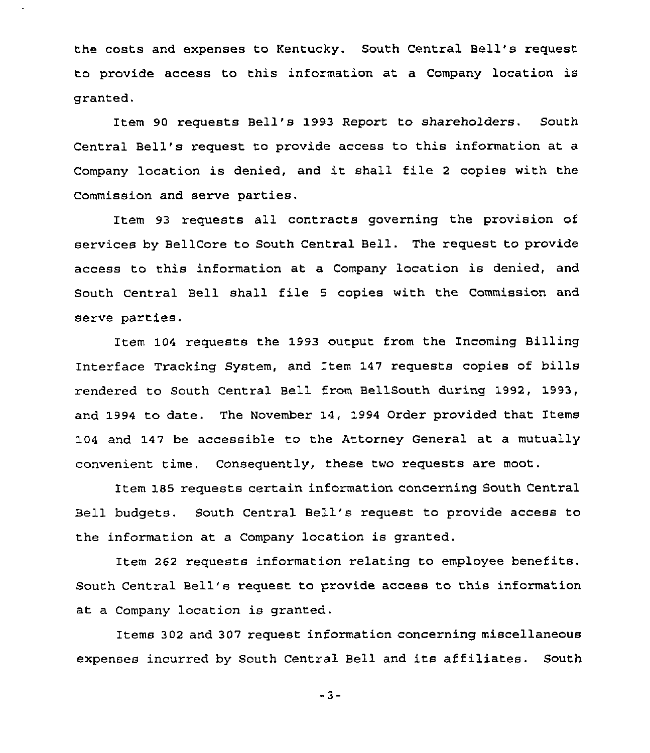the costs and expenses to Kentucky. South Central Bell's request to provide access to this information at a Company location is granted.

Item 90 requests Bell's 1993 Report to shareholders. South Central Bell's request to provide access to this information at a Company location is denied, and it shall file 2 copies with the Commission and serve parties.

Item 93 requests all contracts governing the provision of services by BellCore to South Central Bell. The request to provide access to this information at a Company location is denied, and South Central Bell shall file 5 copies with the Commission and serve parties.

Item 104 requests the 1993 output from the Incoming Billing Interface Tracking System, and Item 147 requests copies of bills rendered to South Central Bell from BellSouth during 1992, 1993, and 1994 to date. The November 14, 1994 Order provided that Items 104 and 147 be accessible to the Attorney General at a mutually convenient time. Consequently, these two requests are moot.

Item 185 requests certain information concerning South Central Bell budgets. South Central Bell's request to provide access to the information at a Company location is granted.

Item 262 requests information relating to employee benefits. South Central Bell's request to provide access to this information at a Company location is granted.

Items 302 and 307 request information concerning miscellaneous expenses incurred by South Central Bell and its affiliates. South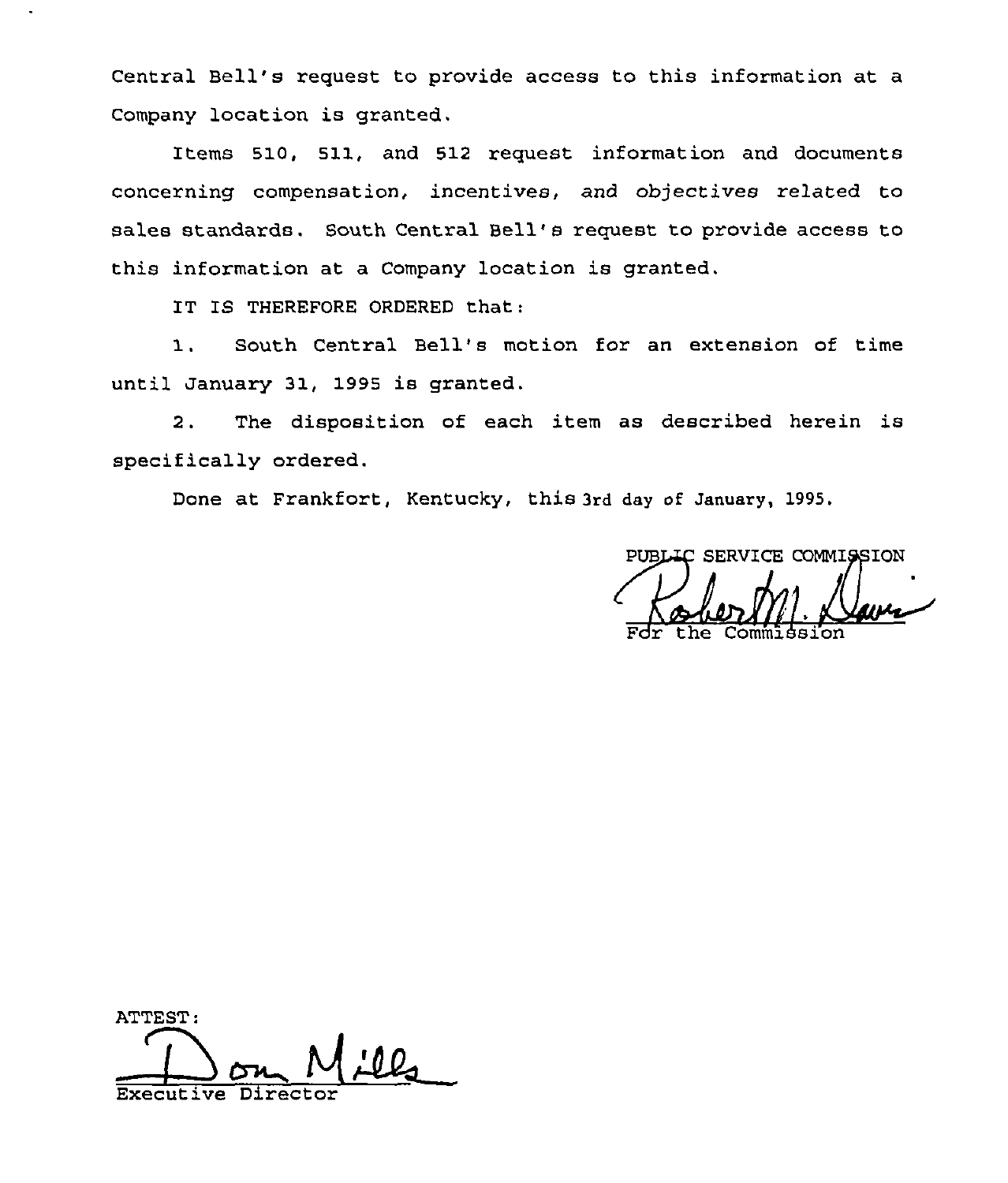Central Bell's request to provide access to this information at a Company location is granted.

Items 510, 511, and 512 request information and documents concerning compensation, incentives, and objectives related to sales standards. South Central Bell's request to provide access to this information at a Company location is granted.

IT IS THEREFORE ORDERED that:

1. South Central Bell's motion for an extension of time until January 31, 1995 is granted.

2. The disposition of each item as described herein is specifically ordered.

Done at Frankfort, Kentucky, this 3rd day of January, 1995.

PUBLIC SERVICE COMMISSION

For the Commission

ATTEST:

Executive Director